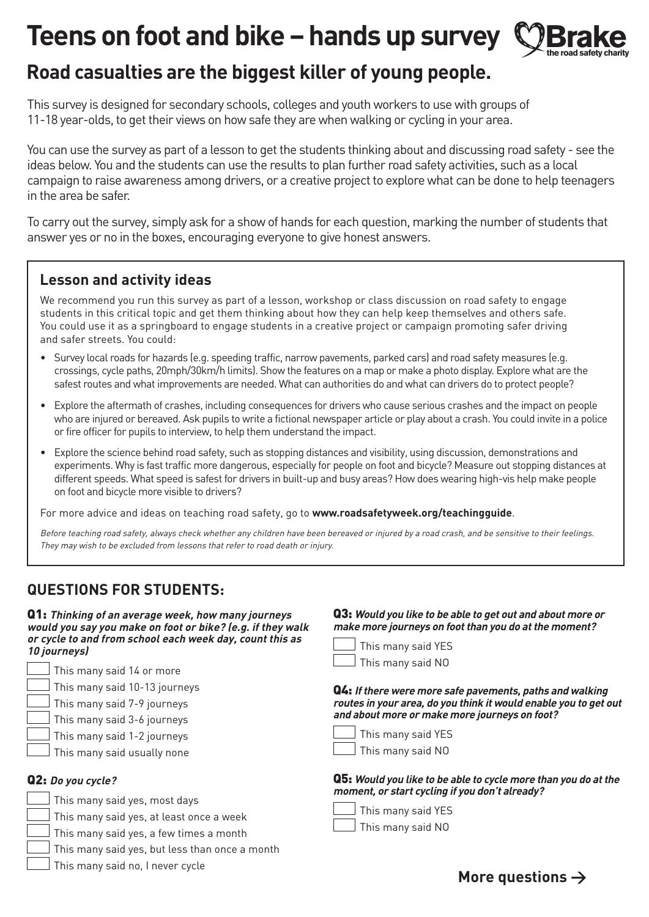# Teens on foot and bike – hands up survey

Brake
the road safety charity

## Road casualties are the biggest killer of young people.

This survey is designed for secondary schools, colleges and youth workers to use with groups of 11-18 year-olds, to get their views on how safe they are when walking or cycling in your area.

You can use the survey as part of a lesson to get the students thinking about and discussing road safety - see the ideas below. You and the students can use the results to plan further road safety activities, such as a local campaign to raise awareness among drivers, or a creative project to explore what can be done to help teenagers in the area be safer.

To carry out the survey, simply ask for a show of hands for each question, marking the number of students that answer yes or no in the boxes, encouraging everyone to give honest answers.

### Lesson and activity ideas

We recommend you run this survey as part of a lesson, workshop or class discussion on road safety to engage students in this critical topic and get them thinking about how they can help keep themselves and others safe. You could use it as a springboard to engage students in a creative project or campaign promoting safer driving and safer streets. You could:

- Survey local roads for hazards (e.g. speeding traffic, narrow pavements, parked cars) and road safety measures (e.g. crossings, cycle paths, 20mph/30km/h limits). Show the features on a map or make a photo display. Explore what are the safest routes and what improvements are needed. What can authorities do and what can drivers do to protect people?
- Explore the aftermath of crashes, including consequences for drivers who cause serious crashes and the impact on people who are injured or bereaved. Ask pupils to write a fictional newspaper article or play about a crash. You could invite in a police or fire officer for pupils to interview, to help them understand the impact.
- Explore the science behind road safety, such as stopping distances and visibility, using discussion, demonstrations and experiments. Why is fast traffic more dangerous, especially for people on foot and bicycle? Measure out stopping distances at different speeds. What speed is safest for drivers in built-up and busy areas? How does wearing high-vis help make people on foot and bicycle more visible to drivers?

For more advice and ideas on teaching road safety, go to **www.roadsafetyweek.org/teachingguide**.

*Before teaching road safety, always check whether any children have been bereaved or injured by a road crash, and be sensitive to their feelings. They may wish to be excluded from lessons that refer to road death or injury.*

## QUESTIONS FOR STUDENTS:

**Q1:** ***Thinking of an average week, how many journeys would you say you make on foot or bike? (e.g. if they walk or cycle to and from school each week day, count this as 10 journeys)***

- ☐ This many said 14 or more
- ☐ This many said 10-13 journeys
- ☐ This many said 7-9 journeys
- ☐ This many said 3-6 journeys
- ☐ This many said 1-2 journeys
- ☐ This many said usually none

**Q2:** ***Do you cycle?***

- ☐ This many said yes, most days
- ☐ This many said yes, at least once a week
- ☐ This many said yes, a few times a month
- ☐ This many said yes, but less than once a month
- ☐ This many said no, I never cycle

**Q3:** ***Would you like to be able to get out and about more or make more journeys on foot than you do at the moment?***

- ☐ This many said YES
- ☐ This many said NO

**Q4:** ***If there were more safe pavements, paths and walking routes in your area, do you think it would enable you to get out and about more or make more journeys on foot?***

- ☐ This many said YES
- ☐ This many said NO

**Q5:** ***Would you like to be able to cycle more than you do at the moment, or start cycling if you don't already?***

- ☐ This many said YES
- ☐ This many said NO

**More questions →**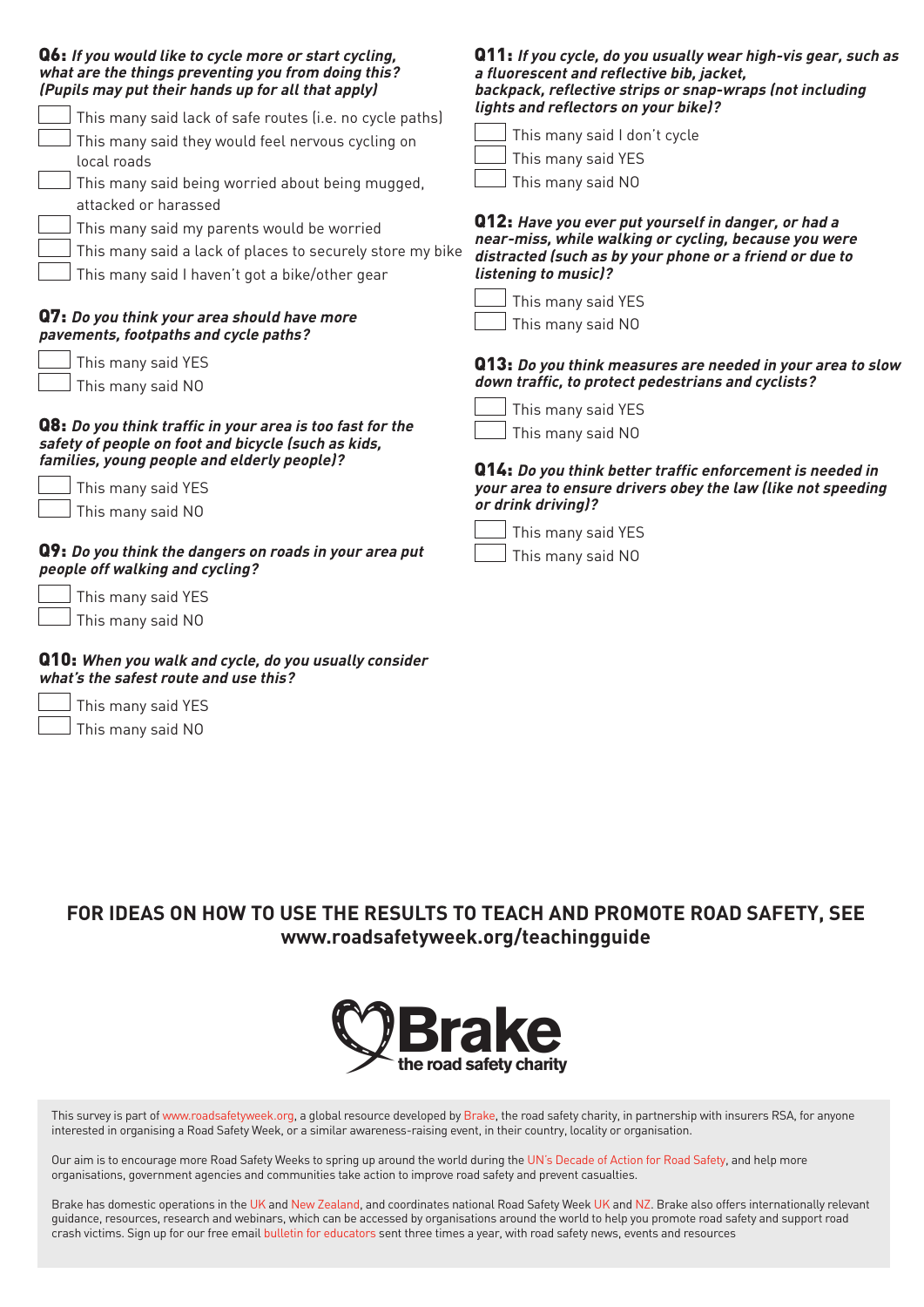**Q6:** ***If you would like to cycle more or start cycling, what are the things preventing you from doing this? (Pupils may put their hands up for all that apply)***

- [ ] This many said lack of safe routes (i.e. no cycle paths)
- [ ] This many said they would feel nervous cycling on local roads
- [ ] This many said being worried about being mugged, attacked or harassed
- [ ] This many said my parents would be worried
- [ ] This many said a lack of places to securely store my bike
- [ ] This many said I haven't got a bike/other gear

**Q7:** ***Do you think your area should have more pavements, footpaths and cycle paths?***

- [ ] This many said YES
- [ ] This many said NO

**Q8:** ***Do you think traffic in your area is too fast for the safety of people on foot and bicycle (such as kids, families, young people and elderly people)?***

- [ ] This many said YES
- [ ] This many said NO

**Q9:** ***Do you think the dangers on roads in your area put people off walking and cycling?***

- [ ] This many said YES
- [ ] This many said NO

**Q10:** ***When you walk and cycle, do you usually consider what's the safest route and use this?***

- [ ] This many said YES
- [ ] This many said NO

**Q11:** ***If you cycle, do you usually wear high-vis gear, such as a fluorescent and reflective bib, jacket, backpack, reflective strips or snap-wraps (not including lights and reflectors on your bike)?***

- [ ] This many said I don't cycle
- [ ] This many said YES
- [ ] This many said NO

**Q12:** ***Have you ever put yourself in danger, or had a near-miss, while walking or cycling, because you were distracted (such as by your phone or a friend or due to listening to music)?***

- [ ] This many said YES
- [ ] This many said NO

**Q13:** ***Do you think measures are needed in your area to slow down traffic, to protect pedestrians and cyclists?***

- [ ] This many said YES
- [ ] This many said NO

**Q14:** ***Do you think better traffic enforcement is needed in your area to ensure drivers obey the law (like not speeding or drink driving)?***

- [ ] This many said YES
- [ ] This many said NO

## FOR IDEAS ON HOW TO USE THE RESULTS TO TEACH AND PROMOTE ROAD SAFETY, SEE www.roadsafetyweek.org/teachingguide

**Brake**
the road safety charity

This survey is part of www.roadsafetyweek.org, a global resource developed by Brake, the road safety charity, in partnership with insurers RSA, for anyone interested in organising a Road Safety Week, or a similar awareness-raising event, in their country, locality or organisation.

Our aim is to encourage more Road Safety Weeks to spring up around the world during the UN's Decade of Action for Road Safety, and help more organisations, government agencies and communities take action to improve road safety and prevent casualties.

Brake has domestic operations in the UK and New Zealand, and coordinates national Road Safety Week UK and NZ. Brake also offers internationally relevant guidance, resources, research and webinars, which can be accessed by organisations around the world to help you promote road safety and support road crash victims. Sign up for our free email bulletin for educators sent three times a year, with road safety news, events and resources